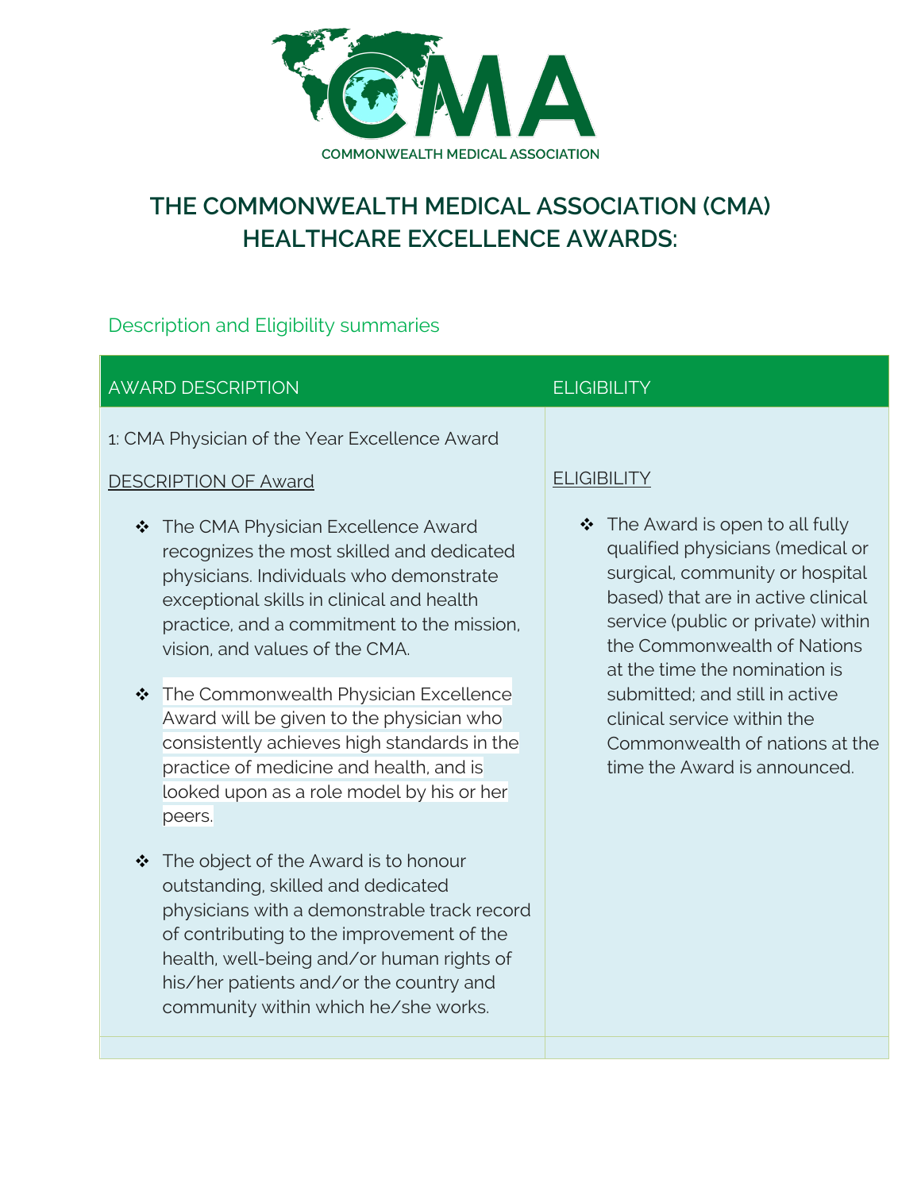COMMONWEALTH MEDICAL ASSOCIATION

# THE COMMONWEALTH MEDICAL ASSOCIATION (CMA) HEALTHCARE EXCELLENCE AWARDS:

## Description and Eligibility summaries

| AWARD DESCRIPTION | ELIGIBILITY |
|---|---|
| 1: CMA Physician of the Year Excellence Award<br><br><u>DESCRIPTION OF Award</u><br><br>❖ The CMA Physician Excellence Award recognizes the most skilled and dedicated physicians. Individuals who demonstrate exceptional skills in clinical and health practice, and a commitment to the mission, vision, and values of the CMA.<br><br>❖ The Commonwealth Physician Excellence Award will be given to the physician who consistently achieves high standards in the practice of medicine and health, and is looked upon as a role model by his or her peers.<br><br>❖ The object of the Award is to honour outstanding, skilled and dedicated physicians with a demonstrable track record of contributing to the improvement of the health, well-being and/or human rights of his/her patients and/or the country and community within which he/she works. | <u>ELIGIBILITY</u><br><br>❖ The Award is open to all fully qualified physicians (medical or surgical, community or hospital based) that are in active clinical service (public or private) within the Commonwealth of Nations at the time the nomination is submitted; and still in active clinical service within the Commonwealth of nations at the time the Award is announced. |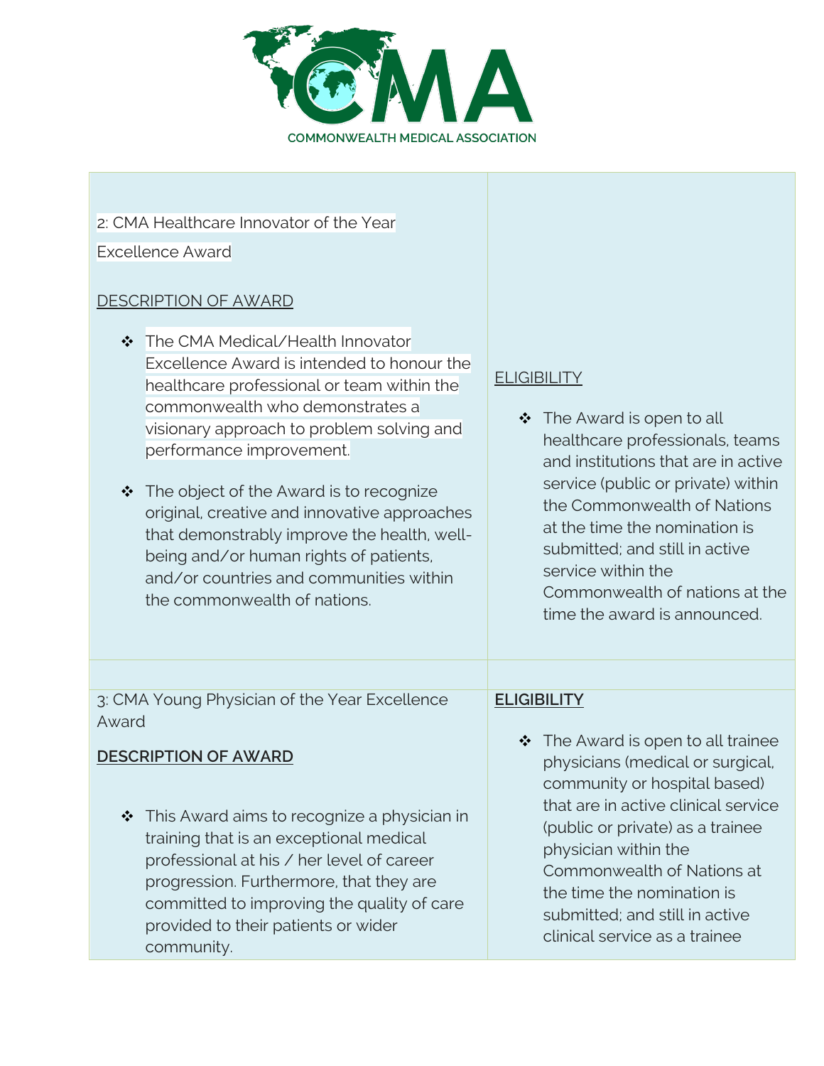COMMONWEALTH MEDICAL ASSOCIATION

| | |
|---|---|
| 2: CMA Healthcare Innovator of the Year Excellence Award<br><br><u>DESCRIPTION OF AWARD</u><br><br>❖ The CMA Medical/Health Innovator Excellence Award is intended to honour the healthcare professional or team within the commonwealth who demonstrates a visionary approach to problem solving and performance improvement.<br><br>❖ The object of the Award is to recognize original, creative and innovative approaches that demonstrably improve the health, well-being and/or human rights of patients, and/or countries and communities within the commonwealth of nations. | <u>ELIGIBILITY</u><br><br>❖ The Award is open to all healthcare professionals, teams and institutions that are in active service (public or private) within the Commonwealth of Nations at the time the nomination is submitted; and still in active service within the Commonwealth of nations at the time the award is announced. |
| | |
| 3: CMA Young Physician of the Year Excellence Award<br><br>**<u>DESCRIPTION OF AWARD</u>**<br><br>❖ This Award aims to recognize a physician in training that is an exceptional medical professional at his / her level of career progression. Furthermore, that they are committed to improving the quality of care provided to their patients or wider community. | **<u>ELIGIBILITY</u>**<br><br>❖ The Award is open to all trainee physicians (medical or surgical, community or hospital based) that are in active clinical service (public or private) as a trainee physician within the Commonwealth of Nations at the time the nomination is submitted; and still in active clinical service as a trainee |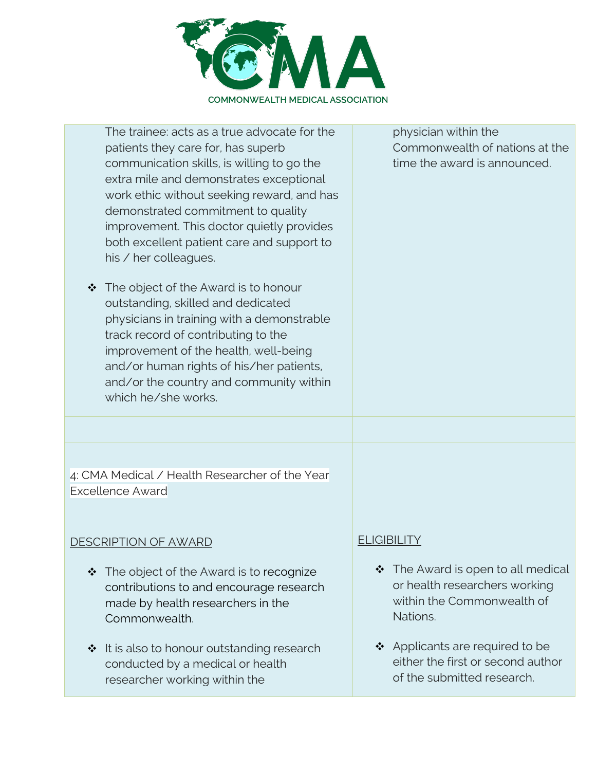| | |
|---|---|
| The trainee: acts as a true advocate for the patients they care for, has superb communication skills, is willing to go the extra mile and demonstrates exceptional work ethic without seeking reward, and has demonstrated commitment to quality improvement. This doctor quietly provides both excellent patient care and support to his / her colleagues.<br><br>❖ The object of the Award is to honour outstanding, skilled and dedicated physicians in training with a demonstrable track record of contributing to the improvement of the health, well-being and/or human rights of his/her patients, and/or the country and community within which he/she works. | physician within the Commonwealth of nations at the time the award is announced. |
| | |
| 4: CMA Medical / Health Researcher of the Year Excellence Award<br><br><u>DESCRIPTION OF AWARD</u><br><br>❖ The object of the Award is to recognize contributions to and encourage research made by health researchers in the Commonwealth.<br><br>❖ It is also to honour outstanding research conducted by a medical or health researcher working within the | <u>ELIGIBILITY</u><br><br>❖ The Award is open to all medical or health researchers working within the Commonwealth of Nations.<br><br>❖ Applicants are required to be either the first or second author of the submitted research. |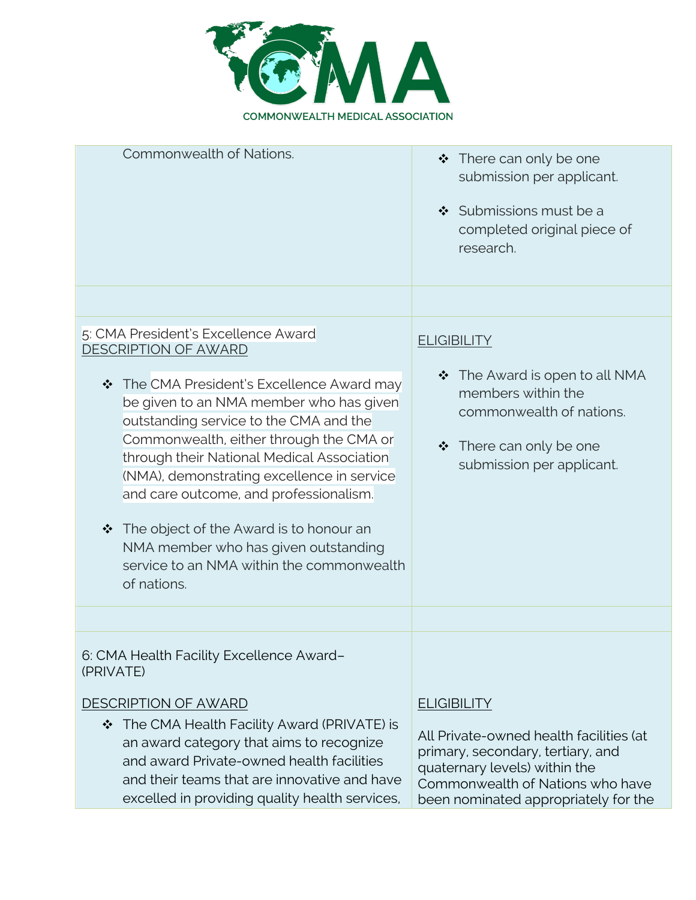| | |
|---|---|
| Commonwealth of Nations. | ❖ There can only be one submission per applicant.<br><br>❖ Submissions must be a completed original piece of research. |
| | |
| 5: CMA President's Excellence Award<br>DESCRIPTION OF AWARD<br><br>❖ The CMA President's Excellence Award may be given to an NMA member who has given outstanding service to the CMA and the Commonwealth, either through the CMA or through their National Medical Association (NMA), demonstrating excellence in service and care outcome, and professionalism.<br><br>❖ The object of the Award is to honour an NMA member who has given outstanding service to an NMA within the commonwealth of nations. | ELIGIBILITY<br><br>❖ The Award is open to all NMA members within the commonwealth of nations.<br><br>❖ There can only be one submission per applicant. |
| | |
| 6: CMA Health Facility Excellence Award– (PRIVATE)<br><br>DESCRIPTION OF AWARD<br><br>❖ The CMA Health Facility Award (PRIVATE) is an award category that aims to recognize and award Private-owned health facilities and their teams that are innovative and have excelled in providing quality health services, | ELIGIBILITY<br><br>All Private-owned health facilities (at primary, secondary, tertiary, and quaternary levels) within the Commonwealth of Nations who have been nominated appropriately for the |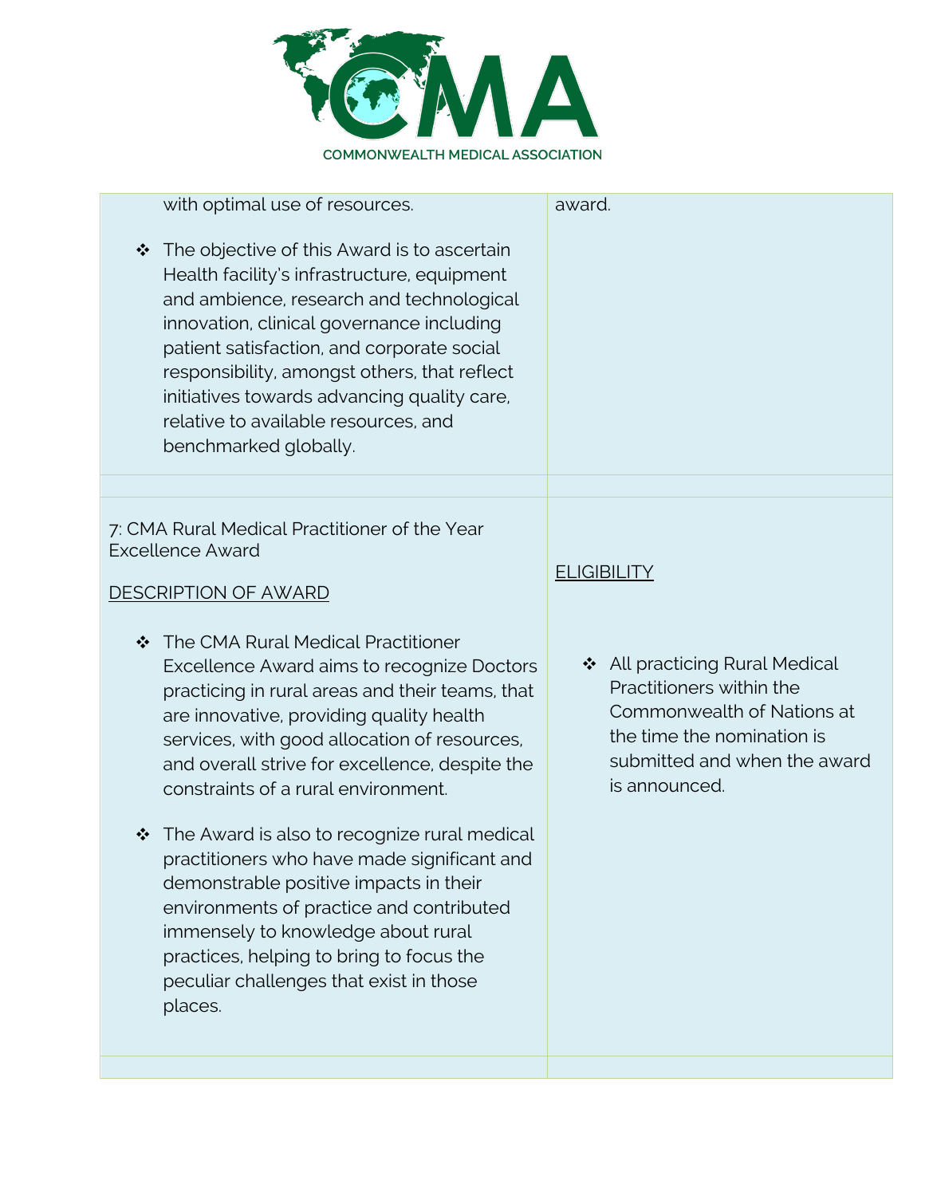| | |
|---|---|
| with optimal use of resources.<br><br>❖ The objective of this Award is to ascertain Health facility's infrastructure, equipment and ambience, research and technological innovation, clinical governance including patient satisfaction, and corporate social responsibility, amongst others, that reflect initiatives towards advancing quality care, relative to available resources, and benchmarked globally. | award. |
| | |
| 7: CMA Rural Medical Practitioner of the Year Excellence Award<br><br>DESCRIPTION OF AWARD<br><br>❖ The CMA Rural Medical Practitioner Excellence Award aims to recognize Doctors practicing in rural areas and their teams, that are innovative, providing quality health services, with good allocation of resources, and overall strive for excellence, despite the constraints of a rural environment.<br><br>❖ The Award is also to recognize rural medical practitioners who have made significant and demonstrable positive impacts in their environments of practice and contributed immensely to knowledge about rural practices, helping to bring to focus the peculiar challenges that exist in those places. | ELIGIBILITY<br><br>❖ All practicing Rural Medical Practitioners within the Commonwealth of Nations at the time the nomination is submitted and when the award is announced. |
| | |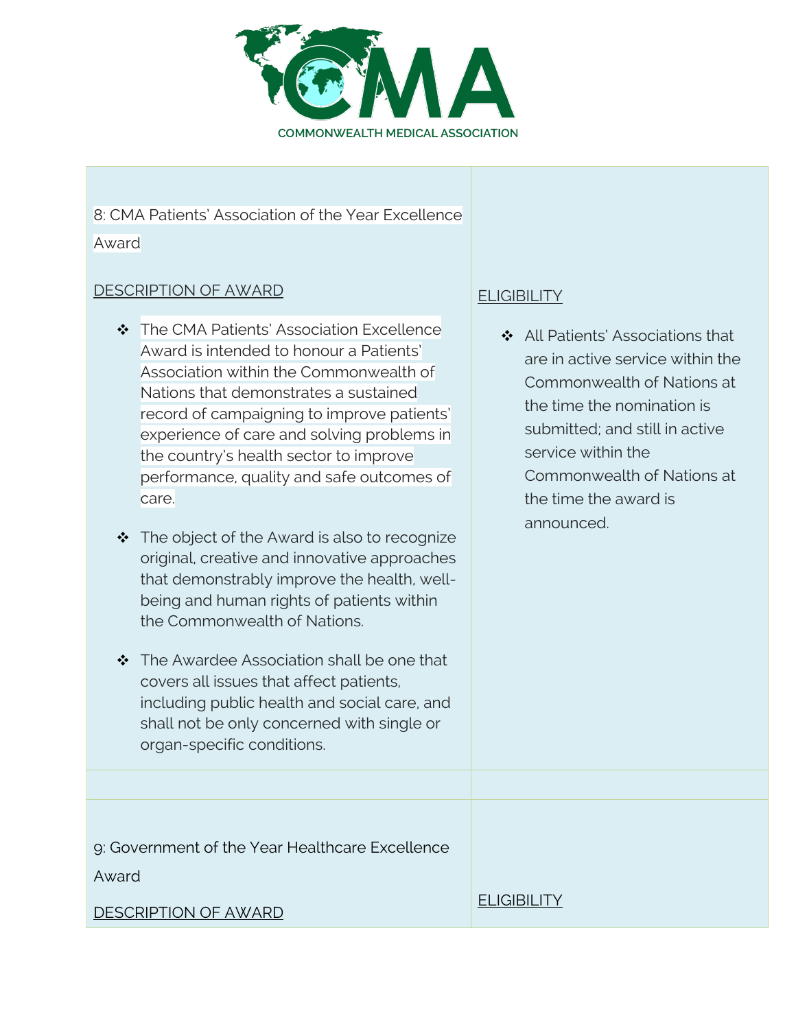**COMMONWEALTH MEDICAL ASSOCIATION**

| 8: CMA Patients' Association of the Year Excellence Award<br><br>DESCRIPTION OF AWARD<br><br>❖ The CMA Patients' Association Excellence Award is intended to honour a Patients' Association within the Commonwealth of Nations that demonstrates a sustained record of campaigning to improve patients' experience of care and solving problems in the country's health sector to improve performance, quality and safe outcomes of care.<br><br>❖ The object of the Award is also to recognize original, creative and innovative approaches that demonstrably improve the health, well-being and human rights of patients within the Commonwealth of Nations.<br><br>❖ The Awardee Association shall be one that covers all issues that affect patients, including public health and social care, and shall not be only concerned with single or organ-specific conditions. | ELIGIBILITY<br><br>❖ All Patients' Associations that are in active service within the Commonwealth of Nations at the time the nomination is submitted; and still in active service within the Commonwealth of Nations at the time the award is announced. |
|---|---|
| | |
| 9: Government of the Year Healthcare Excellence Award<br><br>DESCRIPTION OF AWARD | ELIGIBILITY |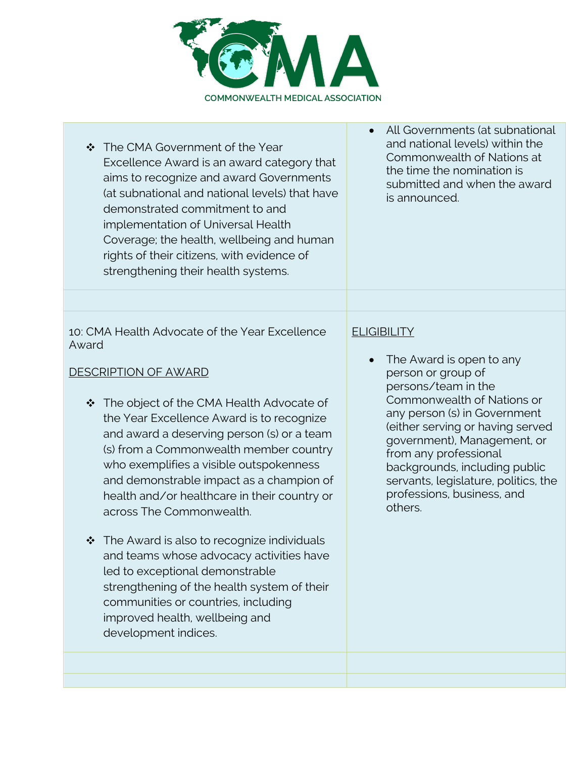| | |
|---|---|
| ❖ The CMA Government of the Year Excellence Award is an award category that aims to recognize and award Governments (at subnational and national levels) that have demonstrated commitment to and implementation of Universal Health Coverage; the health, wellbeing and human rights of their citizens, with evidence of strengthening their health systems. | • All Governments (at subnational and national levels) within the Commonwealth of Nations at the time the nomination is submitted and when the award is announced. |
| | |
| 10: CMA Health Advocate of the Year Excellence Award<br><br><u>DESCRIPTION OF AWARD</u><br><br>❖ The object of the CMA Health Advocate of the Year Excellence Award is to recognize and award a deserving person (s) or a team (s) from a Commonwealth member country who exemplifies a visible outspokenness and demonstrable impact as a champion of health and/or healthcare in their country or across The Commonwealth.<br><br>❖ The Award is also to recognize individuals and teams whose advocacy activities have led to exceptional demonstrable strengthening of the health system of their communities or countries, including improved health, wellbeing and development indices. | <u>ELIGIBILITY</u><br><br>• The Award is open to any person or group of persons/team in the Commonwealth of Nations or any person (s) in Government (either serving or having served government), Management, or from any professional backgrounds, including public servants, legislature, politics, the professions, business, and others. |
| | |
| | |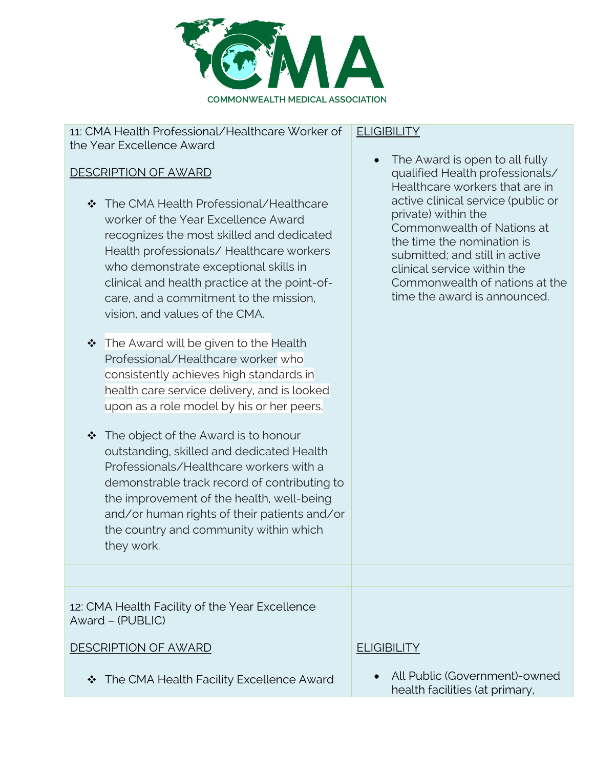COMMONWEALTH MEDICAL ASSOCIATION

| | |
|---|---|
| 11: CMA Health Professional/Healthcare Worker of the Year Excellence Award<br><br><u>DESCRIPTION OF AWARD</u><br><br>❖ The CMA Health Professional/Healthcare worker of the Year Excellence Award recognizes the most skilled and dedicated Health professionals/ Healthcare workers who demonstrate exceptional skills in clinical and health practice at the point-of-care, and a commitment to the mission, vision, and values of the CMA.<br><br>❖ The Award will be given to the Health Professional/Healthcare worker who consistently achieves high standards in health care service delivery, and is looked upon as a role model by his or her peers.<br><br>❖ The object of the Award is to honour outstanding, skilled and dedicated Health Professionals/Healthcare workers with a demonstrable track record of contributing to the improvement of the health, well-being and/or human rights of their patients and/or the country and community within which they work. | <u>ELIGIBILITY</u><br><br>• The Award is open to all fully qualified Health professionals/ Healthcare workers that are in active clinical service (public or private) within the Commonwealth of Nations at the time the nomination is submitted; and still in active clinical service within the Commonwealth of nations at the time the award is announced. |
| | |
| 12: CMA Health Facility of the Year Excellence Award – (PUBLIC)<br><br><u>DESCRIPTION OF AWARD</u><br><br>❖ The CMA Health Facility Excellence Award | <u>ELIGIBILITY</u><br><br>• All Public (Government)-owned health facilities (at primary, |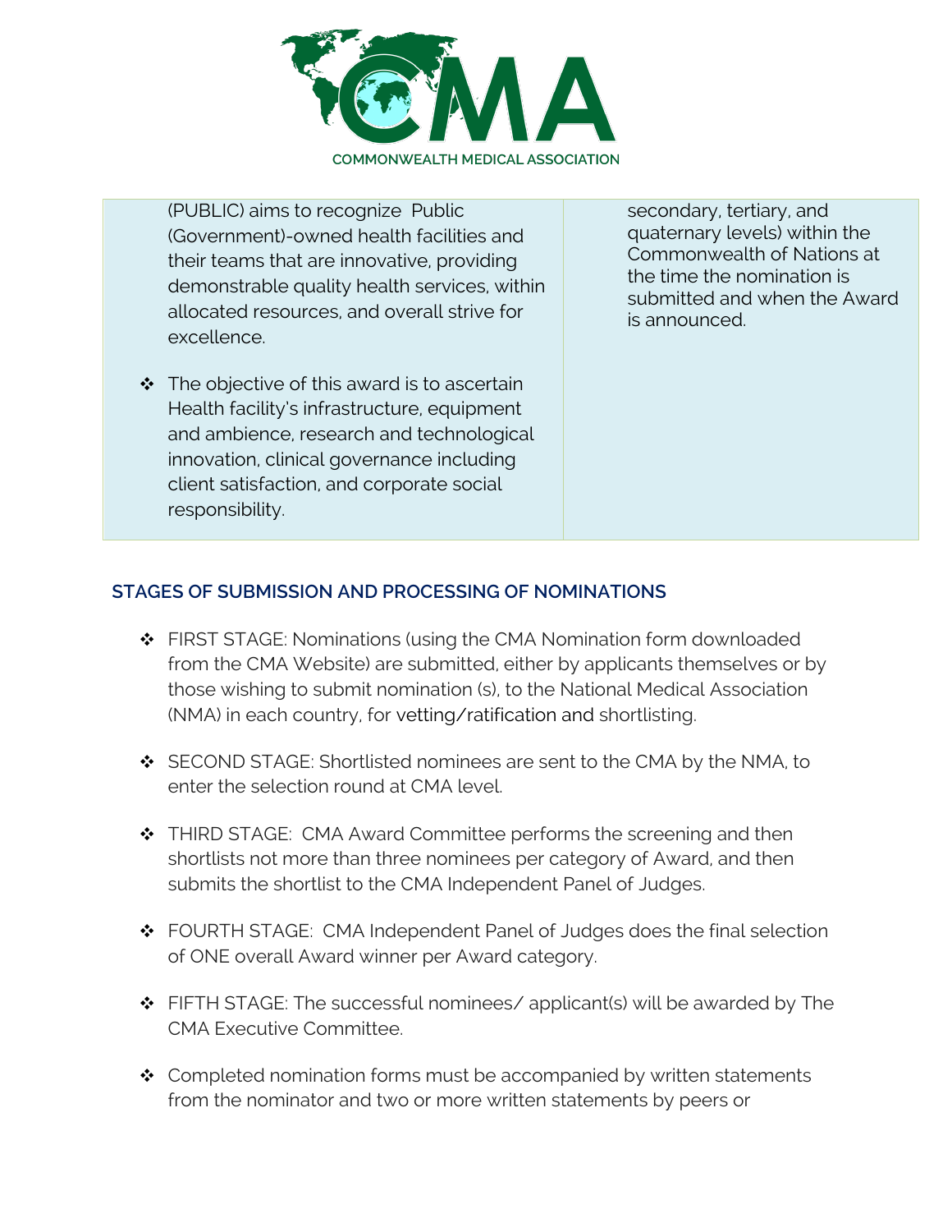| (PUBLIC) aims to recognize Public (Government)-owned health facilities and their teams that are innovative, providing demonstrable quality health services, within allocated resources, and overall strive for excellence.<br><br>❖ The objective of this award is to ascertain Health facility's infrastructure, equipment and ambience, research and technological innovation, clinical governance including client satisfaction, and corporate social responsibility. | secondary, tertiary, and quaternary levels) within the Commonwealth of Nations at the time the nomination is submitted and when the Award is announced. |
|---|---|

## STAGES OF SUBMISSION AND PROCESSING OF NOMINATIONS

- FIRST STAGE: Nominations (using the CMA Nomination form downloaded from the CMA Website) are submitted, either by applicants themselves or by those wishing to submit nomination (s), to the National Medical Association (NMA) in each country, for vetting/ratification and shortlisting.

- SECOND STAGE: Shortlisted nominees are sent to the CMA by the NMA, to enter the selection round at CMA level.

- THIRD STAGE: CMA Award Committee performs the screening and then shortlists not more than three nominees per category of Award, and then submits the shortlist to the CMA Independent Panel of Judges.

- FOURTH STAGE: CMA Independent Panel of Judges does the final selection of ONE overall Award winner per Award category.

- FIFTH STAGE: The successful nominees/ applicant(s) will be awarded by The CMA Executive Committee.

- Completed nomination forms must be accompanied by written statements from the nominator and two or more written statements by peers or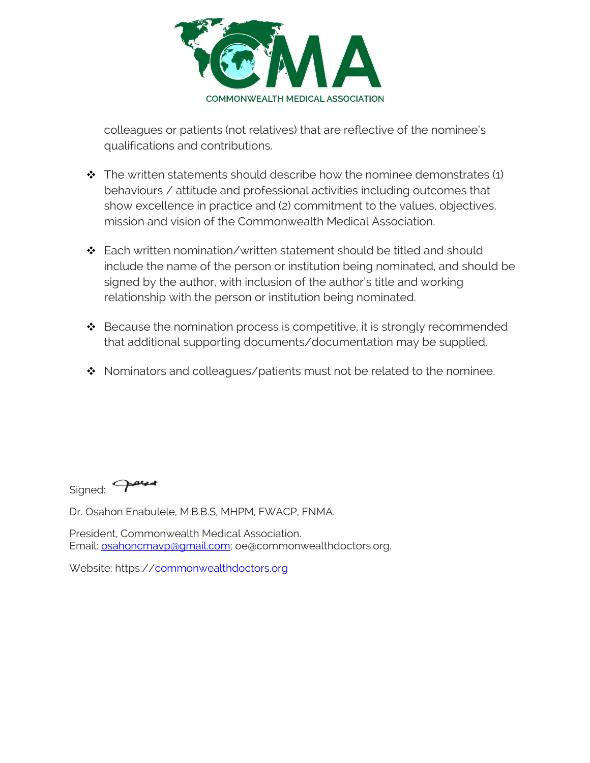colleagues or patients (not relatives) that are reflective of the nominee's qualifications and contributions.

- The written statements should describe how the nominee demonstrates (1) behaviours / attitude and professional activities including outcomes that show excellence in practice and (2) commitment to the values, objectives, mission and vision of the Commonwealth Medical Association.

- Each written nomination/written statement should be titled and should include the name of the person or institution being nominated, and should be signed by the author, with inclusion of the author's title and working relationship with the person or institution being nominated.

- Because the nomination process is competitive, it is strongly recommended that additional supporting documents/documentation may be supplied.

- Nominators and colleagues/patients must not be related to the nominee.

Signed:

Dr. Osahon Enabulele, M.B.B.S, MHPM, FWACP, FNMA.

President, Commonwealth Medical Association.
Email: osahoncmavp@gmail.com; oe@commonwealthdoctors.org.

Website: https://commonwealthdoctors.org